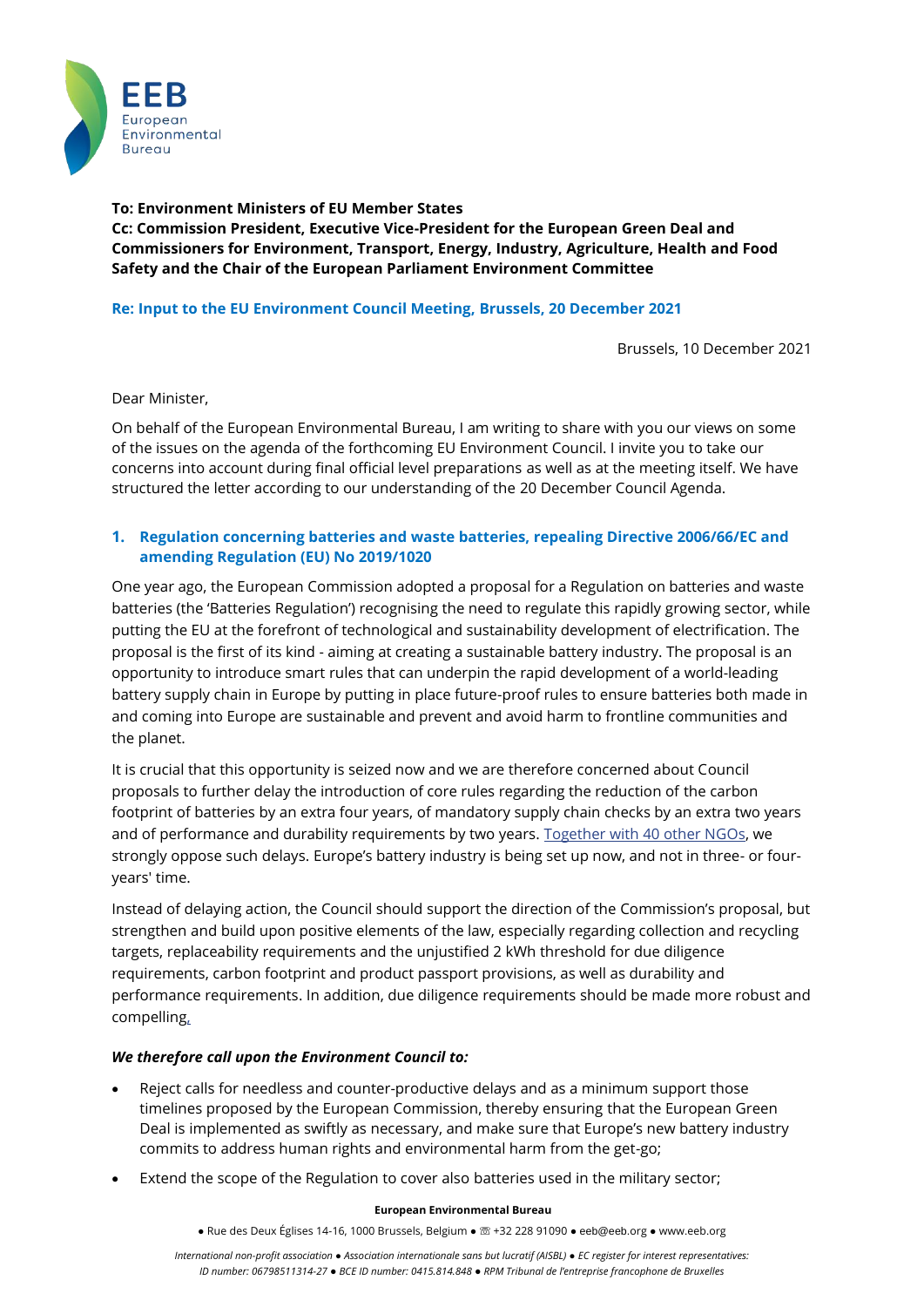**To: Environment Ministers of EU Member States**
**Cc: Commission President, Executive Vice-President for the European Green Deal and Commissioners for Environment, Transport, Energy, Industry, Agriculture, Health and Food Safety and the Chair of the European Parliament Environment Committee**

**Re: Input to the EU Environment Council Meeting, Brussels, 20 December 2021**

Brussels, 10 December 2021

Dear Minister,

On behalf of the European Environmental Bureau, I am writing to share with you our views on some of the issues on the agenda of the forthcoming EU Environment Council. I invite you to take our concerns into account during final official level preparations as well as at the meeting itself. We have structured the letter according to our understanding of the 20 December Council Agenda.

## 1. Regulation concerning batteries and waste batteries, repealing Directive 2006/66/EC and amending Regulation (EU) No 2019/1020

One year ago, the European Commission adopted a proposal for a Regulation on batteries and waste batteries (the 'Batteries Regulation') recognising the need to regulate this rapidly growing sector, while putting the EU at the forefront of technological and sustainability development of electrification. The proposal is the first of its kind - aiming at creating a sustainable battery industry. The proposal is an opportunity to introduce smart rules that can underpin the rapid development of a world-leading battery supply chain in Europe by putting in place future-proof rules to ensure batteries both made in and coming into Europe are sustainable and prevent and avoid harm to frontline communities and the planet.

It is crucial that this opportunity is seized now and we are therefore concerned about Council proposals to further delay the introduction of core rules regarding the reduction of the carbon footprint of batteries by an extra four years, of mandatory supply chain checks by an extra two years and of performance and durability requirements by two years. Together with 40 other NGOs, we strongly oppose such delays. Europe's battery industry is being set up now, and not in three- or four-years' time.

Instead of delaying action, the Council should support the direction of the Commission's proposal, but strengthen and build upon positive elements of the law, especially regarding collection and recycling targets, replaceability requirements and the unjustified 2 kWh threshold for due diligence requirements, carbon footprint and product passport provisions, as well as durability and performance requirements. In addition, due diligence requirements should be made more robust and compelling.

***We therefore call upon the Environment Council to:***

- Reject calls for needless and counter-productive delays and as a minimum support those timelines proposed by the European Commission, thereby ensuring that the European Green Deal is implemented as swiftly as necessary, and make sure that Europe's new battery industry commits to address human rights and environmental harm from the get-go;
- Extend the scope of the Regulation to cover also batteries used in the military sector;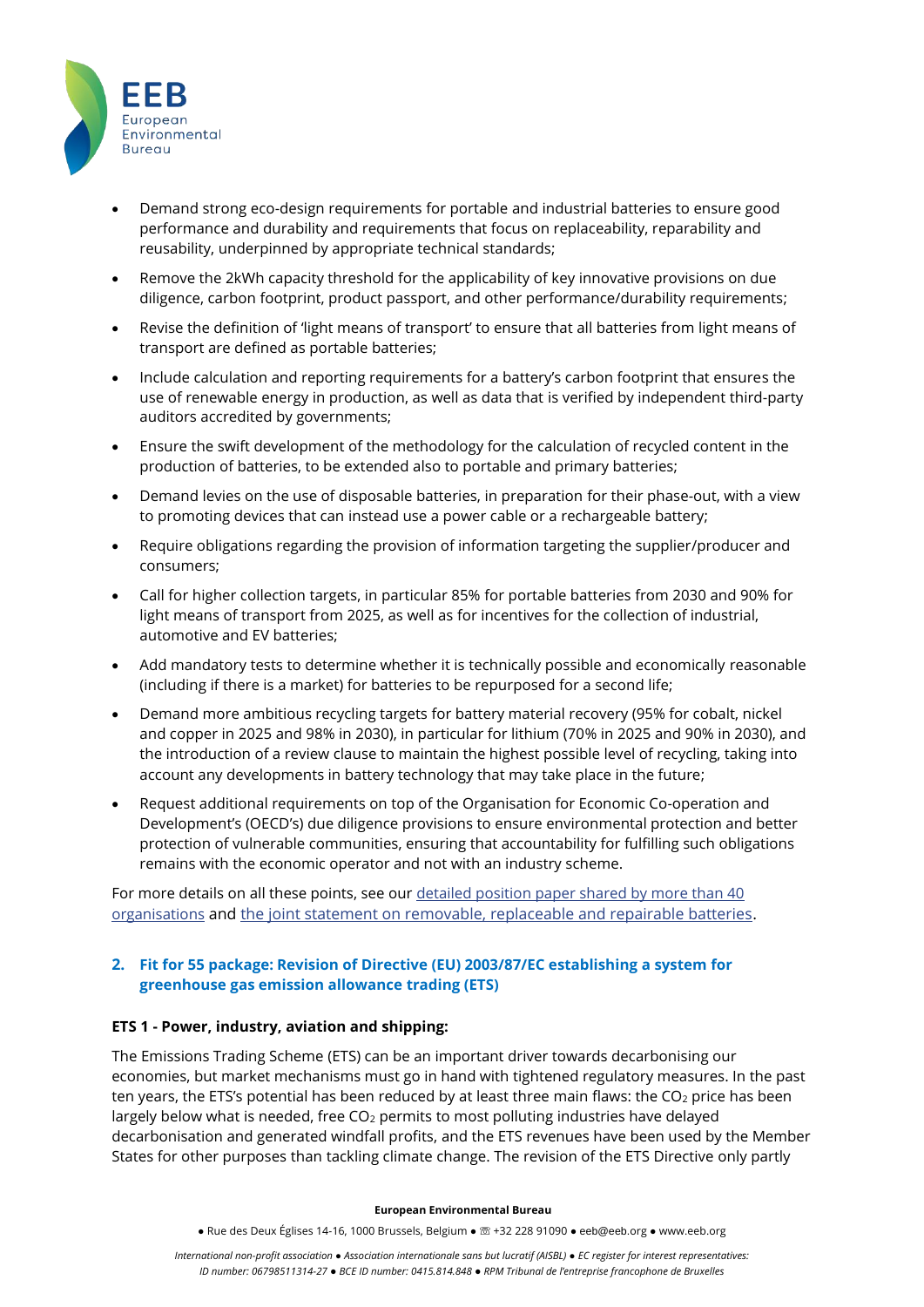- Demand strong eco-design requirements for portable and industrial batteries to ensure good performance and durability and requirements that focus on replaceability, reparability and reusability, underpinned by appropriate technical standards;
- Remove the 2kWh capacity threshold for the applicability of key innovative provisions on due diligence, carbon footprint, product passport, and other performance/durability requirements;
- Revise the definition of 'light means of transport' to ensure that all batteries from light means of transport are defined as portable batteries;
- Include calculation and reporting requirements for a battery's carbon footprint that ensures the use of renewable energy in production, as well as data that is verified by independent third-party auditors accredited by governments;
- Ensure the swift development of the methodology for the calculation of recycled content in the production of batteries, to be extended also to portable and primary batteries;
- Demand levies on the use of disposable batteries, in preparation for their phase-out, with a view to promoting devices that can instead use a power cable or a rechargeable battery;
- Require obligations regarding the provision of information targeting the supplier/producer and consumers;
- Call for higher collection targets, in particular 85% for portable batteries from 2030 and 90% for light means of transport from 2025, as well as for incentives for the collection of industrial, automotive and EV batteries;
- Add mandatory tests to determine whether it is technically possible and economically reasonable (including if there is a market) for batteries to be repurposed for a second life;
- Demand more ambitious recycling targets for battery material recovery (95% for cobalt, nickel and copper in 2025 and 98% in 2030), in particular for lithium (70% in 2025 and 90% in 2030), and the introduction of a review clause to maintain the highest possible level of recycling, taking into account any developments in battery technology that may take place in the future;
- Request additional requirements on top of the Organisation for Economic Co-operation and Development's (OECD's) due diligence provisions to ensure environmental protection and better protection of vulnerable communities, ensuring that accountability for fulfilling such obligations remains with the economic operator and not with an industry scheme.

For more details on all these points, see our detailed position paper shared by more than 40 organisations and the joint statement on removable, replaceable and repairable batteries.

## 2. Fit for 55 package: Revision of Directive (EU) 2003/87/EC establishing a system for greenhouse gas emission allowance trading (ETS)

**ETS 1 - Power, industry, aviation and shipping:**

The Emissions Trading Scheme (ETS) can be an important driver towards decarbonising our economies, but market mechanisms must go in hand with tightened regulatory measures. In the past ten years, the ETS's potential has been reduced by at least three main flaws: the $CO_2$ price has been largely below what is needed, free $CO_2$ permits to most polluting industries have delayed decarbonisation and generated windfall profits, and the ETS revenues have been used by the Member States for other purposes than tackling climate change. The revision of the ETS Directive only partly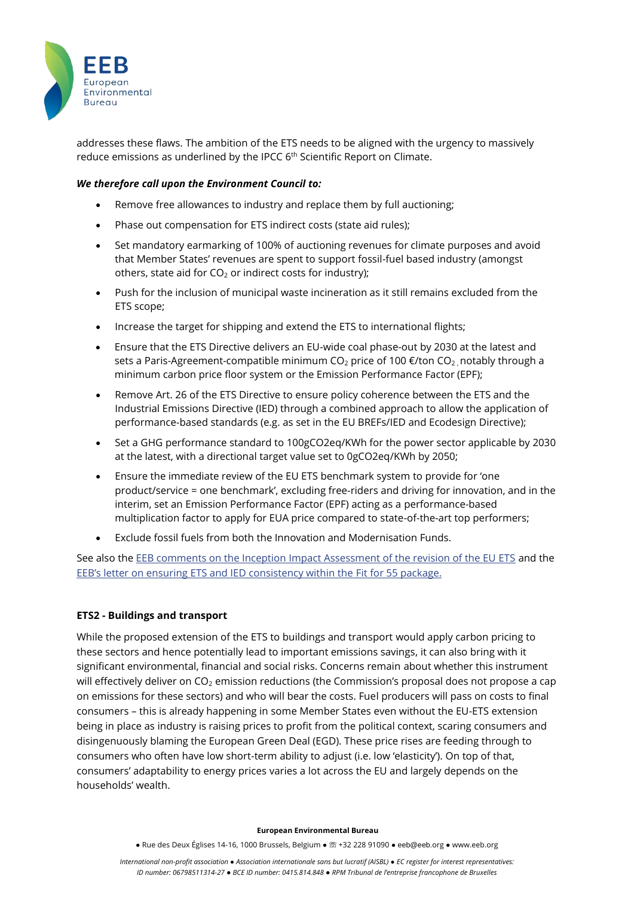addresses these flaws. The ambition of the ETS needs to be aligned with the urgency to massively reduce emissions as underlined by the IPCC 6th Scientific Report on Climate.

***We therefore call upon the Environment Council to:***

- Remove free allowances to industry and replace them by full auctioning;
- Phase out compensation for ETS indirect costs (state aid rules);
- Set mandatory earmarking of 100% of auctioning revenues for climate purposes and avoid that Member States' revenues are spent to support fossil-fuel based industry (amongst others, state aid for $CO_2$ or indirect costs for industry);
- Push for the inclusion of municipal waste incineration as it still remains excluded from the ETS scope;
- Increase the target for shipping and extend the ETS to international flights;
- Ensure that the ETS Directive delivers an EU-wide coal phase-out by 2030 at the latest and sets a Paris-Agreement-compatible minimum $CO_2$ price of 100 €/ton $CO_2$, notably through a minimum carbon price floor system or the Emission Performance Factor (EPF);
- Remove Art. 26 of the ETS Directive to ensure policy coherence between the ETS and the Industrial Emissions Directive (IED) through a combined approach to allow the application of performance-based standards (e.g. as set in the EU BREFs/IED and Ecodesign Directive);
- Set a GHG performance standard to 100gCO2eq/KWh for the power sector applicable by 2030 at the latest, with a directional target value set to 0gCO2eq/KWh by 2050;
- Ensure the immediate review of the EU ETS benchmark system to provide for 'one product/service = one benchmark', excluding free-riders and driving for innovation, and in the interim, set an Emission Performance Factor (EPF) acting as a performance-based multiplication factor to apply for EUA price compared to state-of-the-art top performers;
- Exclude fossil fuels from both the Innovation and Modernisation Funds.

See also the [EEB comments on the Inception Impact Assessment of the revision of the EU ETS] and the [EEB's letter on ensuring ETS and IED consistency within the Fit for 55 package.]

**ETS2 - Buildings and transport**

While the proposed extension of the ETS to buildings and transport would apply carbon pricing to these sectors and hence potentially lead to important emissions savings, it can also bring with it significant environmental, financial and social risks. Concerns remain about whether this instrument will effectively deliver on $CO_2$ emission reductions (the Commission's proposal does not propose a cap on emissions for these sectors) and who will bear the costs. Fuel producers will pass on costs to final consumers – this is already happening in some Member States even without the EU-ETS extension being in place as industry is raising prices to profit from the political context, scaring consumers and disingenuously blaming the European Green Deal (EGD). These price rises are feeding through to consumers who often have low short-term ability to adjust (i.e. low 'elasticity'). On top of that, consumers' adaptability to energy prices varies a lot across the EU and largely depends on the households' wealth.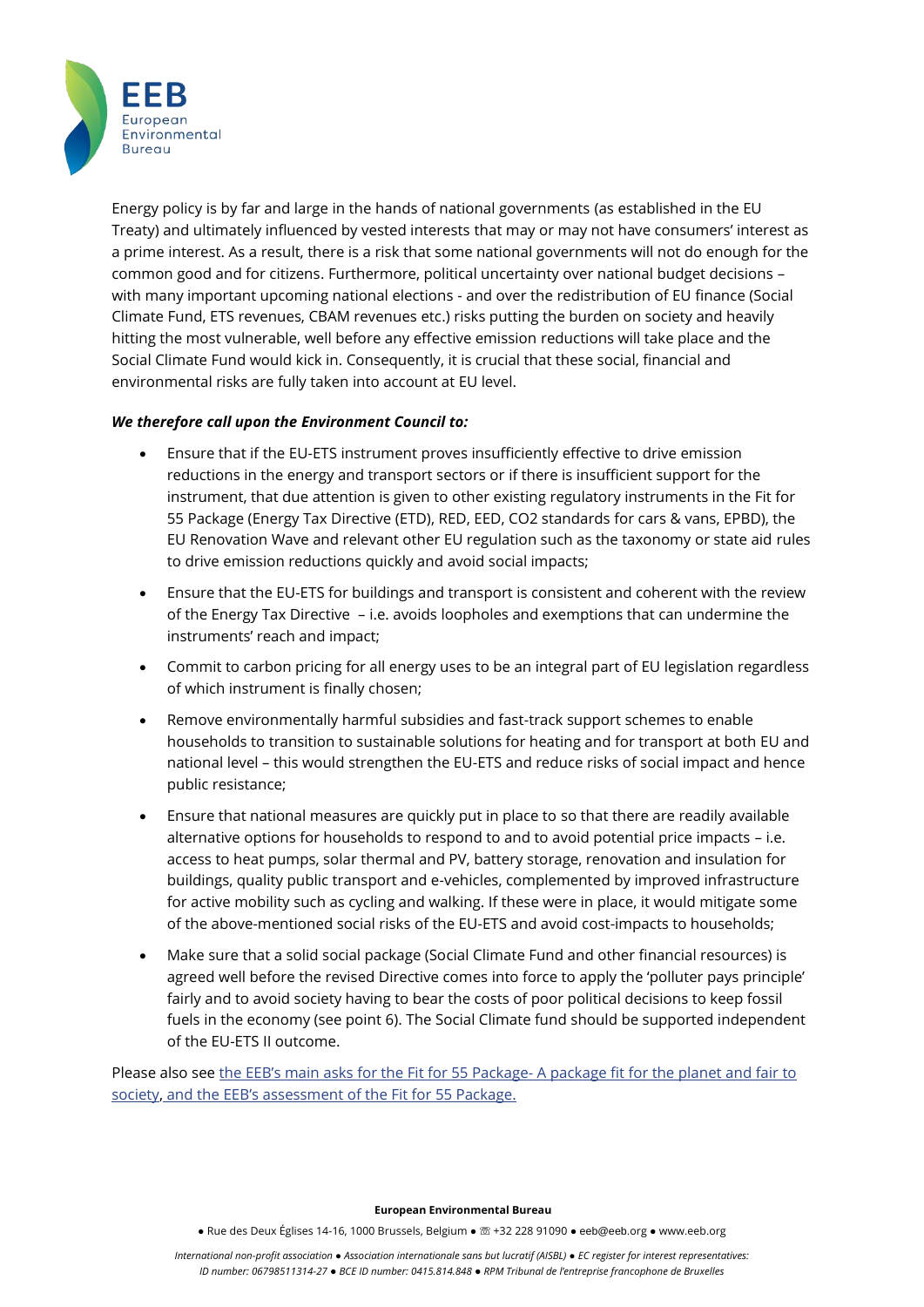Energy policy is by far and large in the hands of national governments (as established in the EU Treaty) and ultimately influenced by vested interests that may or may not have consumers' interest as a prime interest. As a result, there is a risk that some national governments will not do enough for the common good and for citizens. Furthermore, political uncertainty over national budget decisions – with many important upcoming national elections - and over the redistribution of EU finance (Social Climate Fund, ETS revenues, CBAM revenues etc.) risks putting the burden on society and heavily hitting the most vulnerable, well before any effective emission reductions will take place and the Social Climate Fund would kick in. Consequently, it is crucial that these social, financial and environmental risks are fully taken into account at EU level.

***We therefore call upon the Environment Council to:***

- Ensure that if the EU-ETS instrument proves insufficiently effective to drive emission reductions in the energy and transport sectors or if there is insufficient support for the instrument, that due attention is given to other existing regulatory instruments in the Fit for 55 Package (Energy Tax Directive (ETD), RED, EED, CO2 standards for cars & vans, EPBD), the EU Renovation Wave and relevant other EU regulation such as the taxonomy or state aid rules to drive emission reductions quickly and avoid social impacts;
- Ensure that the EU-ETS for buildings and transport is consistent and coherent with the review of the Energy Tax Directive – i.e. avoids loopholes and exemptions that can undermine the instruments' reach and impact;
- Commit to carbon pricing for all energy uses to be an integral part of EU legislation regardless of which instrument is finally chosen;
- Remove environmentally harmful subsidies and fast-track support schemes to enable households to transition to sustainable solutions for heating and for transport at both EU and national level – this would strengthen the EU-ETS and reduce risks of social impact and hence public resistance;
- Ensure that national measures are quickly put in place to so that there are readily available alternative options for households to respond to and to avoid potential price impacts – i.e. access to heat pumps, solar thermal and PV, battery storage, renovation and insulation for buildings, quality public transport and e-vehicles, complemented by improved infrastructure for active mobility such as cycling and walking. If these were in place, it would mitigate some of the above-mentioned social risks of the EU-ETS and avoid cost-impacts to households;
- Make sure that a solid social package (Social Climate Fund and other financial resources) is agreed well before the revised Directive comes into force to apply the 'polluter pays principle' fairly and to avoid society having to bear the costs of poor political decisions to keep fossil fuels in the economy (see point 6). The Social Climate fund should be supported independent of the EU-ETS II outcome.

Please also see the EEB's main asks for the Fit for 55 Package- A package fit for the planet and fair to society, and the EEB's assessment of the Fit for 55 Package.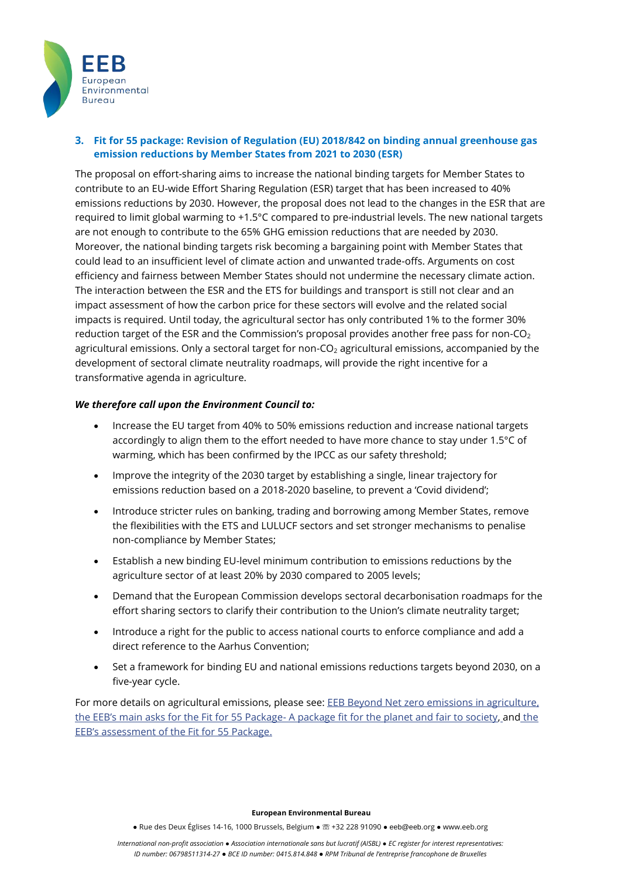### 3. Fit for 55 package: Revision of Regulation (EU) 2018/842 on binding annual greenhouse gas emission reductions by Member States from 2021 to 2030 (ESR)

The proposal on effort-sharing aims to increase the national binding targets for Member States to contribute to an EU-wide Effort Sharing Regulation (ESR) target that has been increased to 40% emissions reductions by 2030. However, the proposal does not lead to the changes in the ESR that are required to limit global warming to +1.5°C compared to pre-industrial levels. The new national targets are not enough to contribute to the 65% GHG emission reductions that are needed by 2030. Moreover, the national binding targets risk becoming a bargaining point with Member States that could lead to an insufficient level of climate action and unwanted trade-offs. Arguments on cost efficiency and fairness between Member States should not undermine the necessary climate action. The interaction between the ESR and the ETS for buildings and transport is still not clear and an impact assessment of how the carbon price for these sectors will evolve and the related social impacts is required. Until today, the agricultural sector has only contributed 1% to the former 30% reduction target of the ESR and the Commission's proposal provides another free pass for non-$CO_2$ agricultural emissions. Only a sectoral target for non-$CO_2$ agricultural emissions, accompanied by the development of sectoral climate neutrality roadmaps, will provide the right incentive for a transformative agenda in agriculture.

***We therefore call upon the Environment Council to:***

- Increase the EU target from 40% to 50% emissions reduction and increase national targets accordingly to align them to the effort needed to have more chance to stay under 1.5°C of warming, which has been confirmed by the IPCC as our safety threshold;
- Improve the integrity of the 2030 target by establishing a single, linear trajectory for emissions reduction based on a 2018-2020 baseline, to prevent a 'Covid dividend';
- Introduce stricter rules on banking, trading and borrowing among Member States, remove the flexibilities with the ETS and LULUCF sectors and set stronger mechanisms to penalise non-compliance by Member States;
- Establish a new binding EU-level minimum contribution to emissions reductions by the agriculture sector of at least 20% by 2030 compared to 2005 levels;
- Demand that the European Commission develops sectoral decarbonisation roadmaps for the effort sharing sectors to clarify their contribution to the Union's climate neutrality target;
- Introduce a right for the public to access national courts to enforce compliance and add a direct reference to the Aarhus Convention;
- Set a framework for binding EU and national emissions reductions targets beyond 2030, on a five-year cycle.

For more details on agricultural emissions, please see: EEB Beyond Net zero emissions in agriculture, the EEB's main asks for the Fit for 55 Package- A package fit for the planet and fair to society, and the EEB's assessment of the Fit for 55 Package.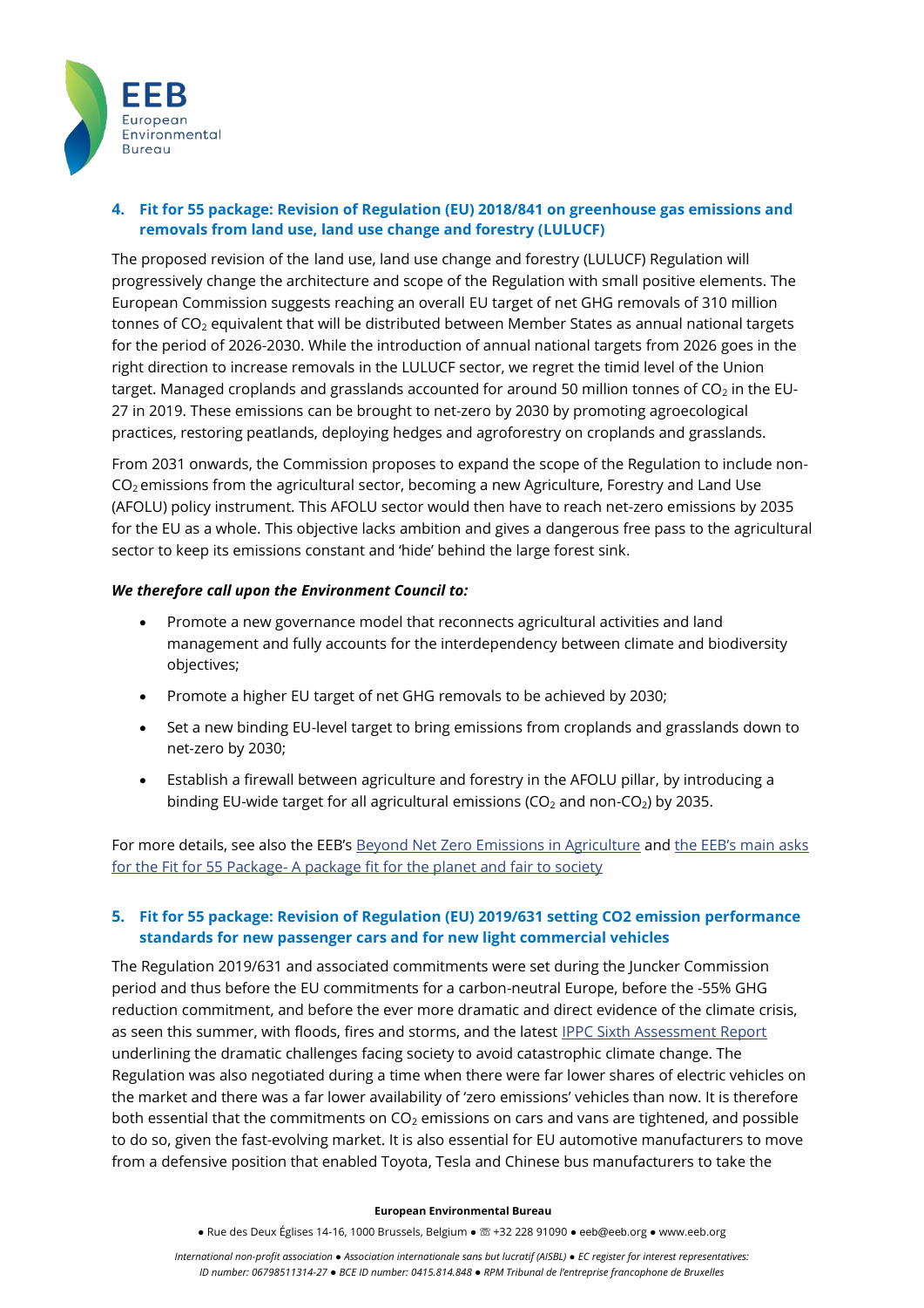## 4. Fit for 55 package: Revision of Regulation (EU) 2018/841 on greenhouse gas emissions and removals from land use, land use change and forestry (LULUCF)

The proposed revision of the land use, land use change and forestry (LULUCF) Regulation will progressively change the architecture and scope of the Regulation with small positive elements. The European Commission suggests reaching an overall EU target of net GHG removals of 310 million tonnes of $CO_2$ equivalent that will be distributed between Member States as annual national targets for the period of 2026-2030. While the introduction of annual national targets from 2026 goes in the right direction to increase removals in the LULUCF sector, we regret the timid level of the Union target. Managed croplands and grasslands accounted for around 50 million tonnes of $CO_2$ in the EU-27 in 2019. These emissions can be brought to net-zero by 2030 by promoting agroecological practices, restoring peatlands, deploying hedges and agroforestry on croplands and grasslands.

From 2031 onwards, the Commission proposes to expand the scope of the Regulation to include non-$CO_2$ emissions from the agricultural sector, becoming a new Agriculture, Forestry and Land Use (AFOLU) policy instrument. This AFOLU sector would then have to reach net-zero emissions by 2035 for the EU as a whole. This objective lacks ambition and gives a dangerous free pass to the agricultural sector to keep its emissions constant and 'hide' behind the large forest sink.

***We therefore call upon the Environment Council to:***

- Promote a new governance model that reconnects agricultural activities and land management and fully accounts for the interdependency between climate and biodiversity objectives;
- Promote a higher EU target of net GHG removals to be achieved by 2030;
- Set a new binding EU-level target to bring emissions from croplands and grasslands down to net-zero by 2030;
- Establish a firewall between agriculture and forestry in the AFOLU pillar, by introducing a binding EU-wide target for all agricultural emissions ($CO_2$ and non-$CO_2$) by 2035.

For more details, see also the EEB's Beyond Net Zero Emissions in Agriculture and the EEB's main asks for the Fit for 55 Package- A package fit for the planet and fair to society

## 5. Fit for 55 package: Revision of Regulation (EU) 2019/631 setting CO2 emission performance standards for new passenger cars and for new light commercial vehicles

The Regulation 2019/631 and associated commitments were set during the Juncker Commission period and thus before the EU commitments for a carbon-neutral Europe, before the -55% GHG reduction commitment, and before the ever more dramatic and direct evidence of the climate crisis, as seen this summer, with floods, fires and storms, and the latest IPPC Sixth Assessment Report underlining the dramatic challenges facing society to avoid catastrophic climate change. The Regulation was also negotiated during a time when there were far lower shares of electric vehicles on the market and there was a far lower availability of 'zero emissions' vehicles than now. It is therefore both essential that the commitments on $CO_2$ emissions on cars and vans are tightened, and possible to do so, given the fast-evolving market. It is also essential for EU automotive manufacturers to move from a defensive position that enabled Toyota, Tesla and Chinese bus manufacturers to take the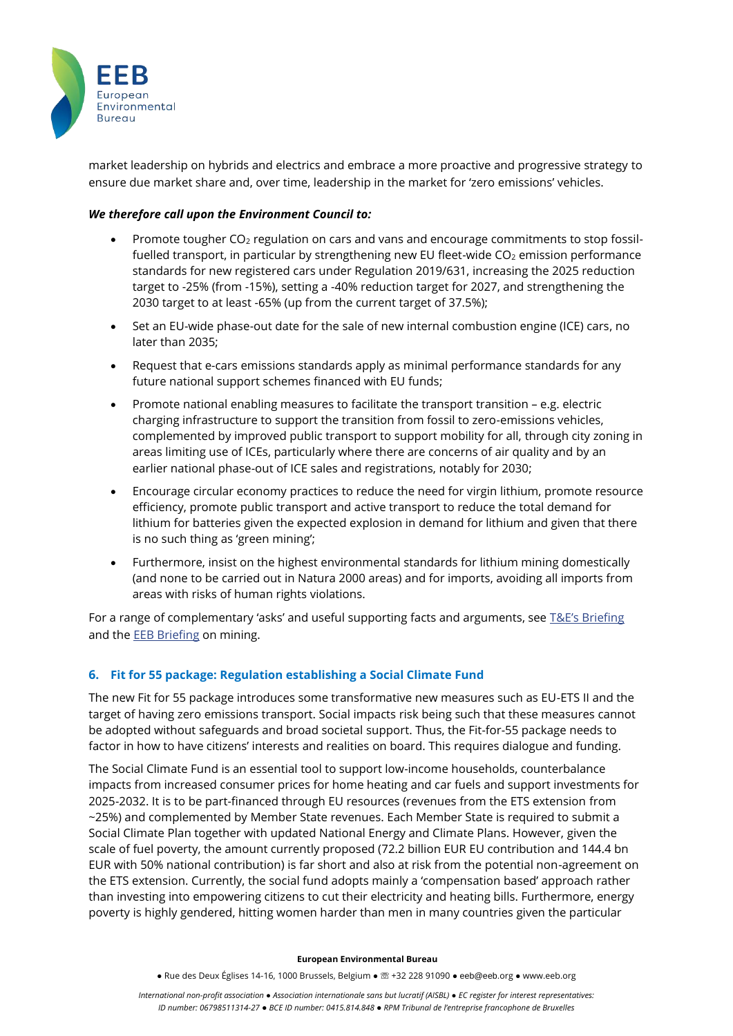market leadership on hybrids and electrics and embrace a more proactive and progressive strategy to ensure due market share and, over time, leadership in the market for 'zero emissions' vehicles.

***We therefore call upon the Environment Council to:***

- Promote tougher $CO_2$ regulation on cars and vans and encourage commitments to stop fossil-fuelled transport, in particular by strengthening new EU fleet-wide $CO_2$ emission performance standards for new registered cars under Regulation 2019/631, increasing the 2025 reduction target to -25% (from -15%), setting a -40% reduction target for 2027, and strengthening the 2030 target to at least -65% (up from the current target of 37.5%);
- Set an EU-wide phase-out date for the sale of new internal combustion engine (ICE) cars, no later than 2035;
- Request that e-cars emissions standards apply as minimal performance standards for any future national support schemes financed with EU funds;
- Promote national enabling measures to facilitate the transport transition – e.g. electric charging infrastructure to support the transition from fossil to zero-emissions vehicles, complemented by improved public transport to support mobility for all, through city zoning in areas limiting use of ICEs, particularly where there are concerns of air quality and by an earlier national phase-out of ICE sales and registrations, notably for 2030;
- Encourage circular economy practices to reduce the need for virgin lithium, promote resource efficiency, promote public transport and active transport to reduce the total demand for lithium for batteries given the expected explosion in demand for lithium and given that there is no such thing as 'green mining';
- Furthermore, insist on the highest environmental standards for lithium mining domestically (and none to be carried out in Natura 2000 areas) and for imports, avoiding all imports from areas with risks of human rights violations.

For a range of complementary 'asks' and useful supporting facts and arguments, see T&E's Briefing and the EEB Briefing on mining.

## 6. Fit for 55 package: Regulation establishing a Social Climate Fund

The new Fit for 55 package introduces some transformative new measures such as EU-ETS II and the target of having zero emissions transport. Social impacts risk being such that these measures cannot be adopted without safeguards and broad societal support. Thus, the Fit-for-55 package needs to factor in how to have citizens' interests and realities on board. This requires dialogue and funding.

The Social Climate Fund is an essential tool to support low-income households, counterbalance impacts from increased consumer prices for home heating and car fuels and support investments for 2025-2032. It is to be part-financed through EU resources (revenues from the ETS extension from ~25%) and complemented by Member State revenues. Each Member State is required to submit a Social Climate Plan together with updated National Energy and Climate Plans. However, given the scale of fuel poverty, the amount currently proposed (72.2 billion EUR EU contribution and 144.4 bn EUR with 50% national contribution) is far short and also at risk from the potential non-agreement on the ETS extension. Currently, the social fund adopts mainly a 'compensation based' approach rather than investing into empowering citizens to cut their electricity and heating bills. Furthermore, energy poverty is highly gendered, hitting women harder than men in many countries given the particular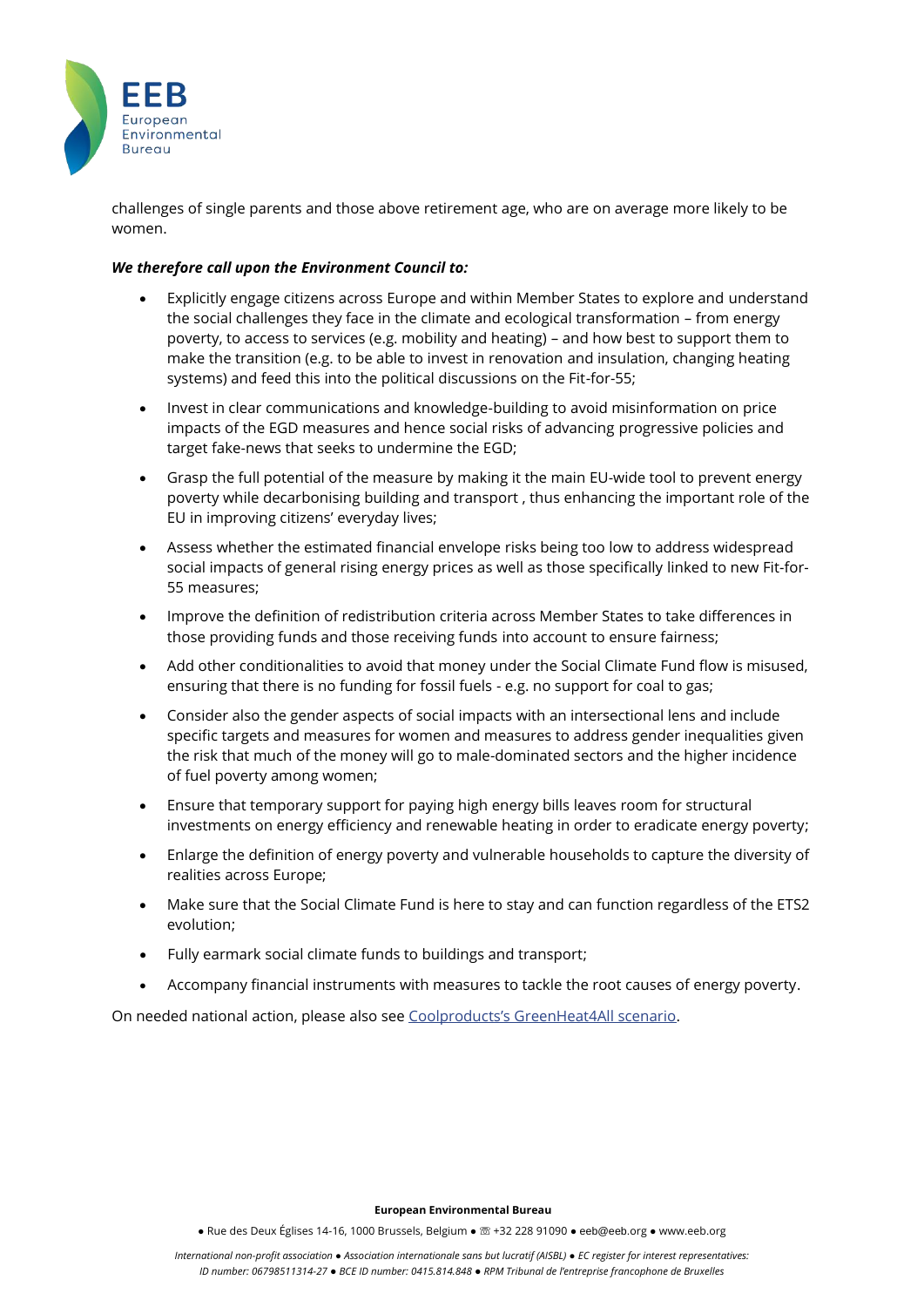challenges of single parents and those above retirement age, who are on average more likely to be women.

***We therefore call upon the Environment Council to:***

- Explicitly engage citizens across Europe and within Member States to explore and understand the social challenges they face in the climate and ecological transformation – from energy poverty, to access to services (e.g. mobility and heating) – and how best to support them to make the transition (e.g. to be able to invest in renovation and insulation, changing heating systems) and feed this into the political discussions on the Fit-for-55;
- Invest in clear communications and knowledge-building to avoid misinformation on price impacts of the EGD measures and hence social risks of advancing progressive policies and target fake-news that seeks to undermine the EGD;
- Grasp the full potential of the measure by making it the main EU-wide tool to prevent energy poverty while decarbonising building and transport , thus enhancing the important role of the EU in improving citizens' everyday lives;
- Assess whether the estimated financial envelope risks being too low to address widespread social impacts of general rising energy prices as well as those specifically linked to new Fit-for-55 measures;
- Improve the definition of redistribution criteria across Member States to take differences in those providing funds and those receiving funds into account to ensure fairness;
- Add other conditionalities to avoid that money under the Social Climate Fund flow is misused, ensuring that there is no funding for fossil fuels - e.g. no support for coal to gas;
- Consider also the gender aspects of social impacts with an intersectional lens and include specific targets and measures for women and measures to address gender inequalities given the risk that much of the money will go to male-dominated sectors and the higher incidence of fuel poverty among women;
- Ensure that temporary support for paying high energy bills leaves room for structural investments on energy efficiency and renewable heating in order to eradicate energy poverty;
- Enlarge the definition of energy poverty and vulnerable households to capture the diversity of realities across Europe;
- Make sure that the Social Climate Fund is here to stay and can function regardless of the ETS2 evolution;
- Fully earmark social climate funds to buildings and transport;
- Accompany financial instruments with measures to tackle the root causes of energy poverty.

On needed national action, please also see Coolproducts's GreenHeat4All scenario.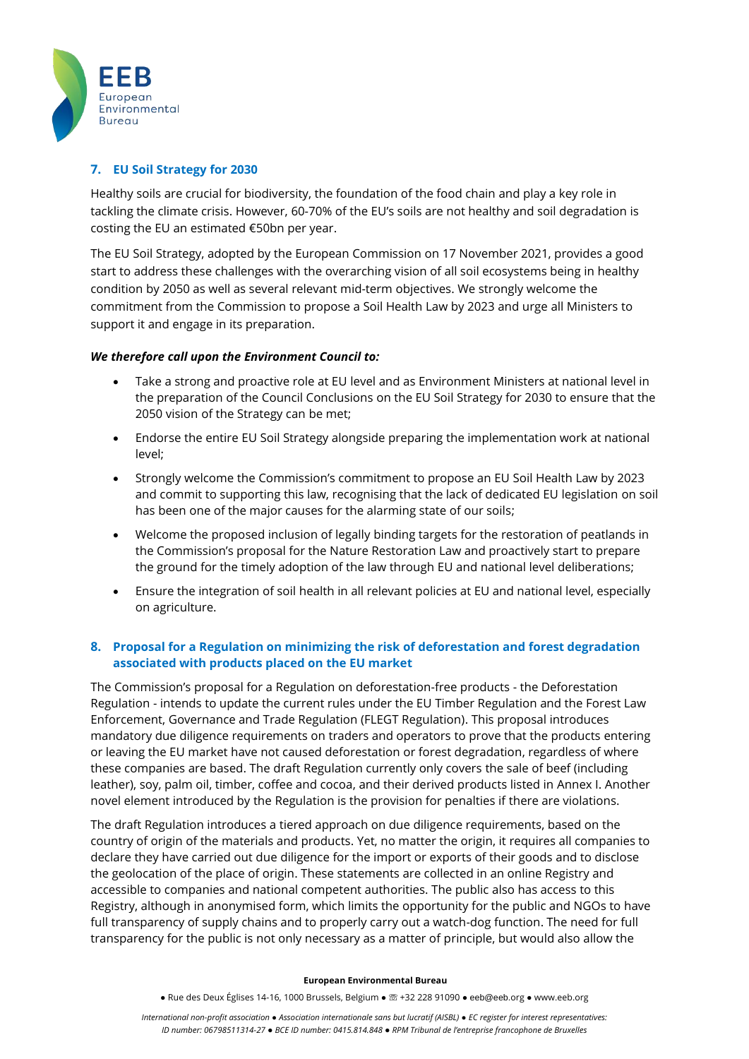## 7. EU Soil Strategy for 2030

Healthy soils are crucial for biodiversity, the foundation of the food chain and play a key role in tackling the climate crisis. However, 60-70% of the EU's soils are not healthy and soil degradation is costing the EU an estimated €50bn per year.

The EU Soil Strategy, adopted by the European Commission on 17 November 2021, provides a good start to address these challenges with the overarching vision of all soil ecosystems being in healthy condition by 2050 as well as several relevant mid-term objectives. We strongly welcome the commitment from the Commission to propose a Soil Health Law by 2023 and urge all Ministers to support it and engage in its preparation.

***We therefore call upon the Environment Council to:***

- Take a strong and proactive role at EU level and as Environment Ministers at national level in the preparation of the Council Conclusions on the EU Soil Strategy for 2030 to ensure that the 2050 vision of the Strategy can be met;
- Endorse the entire EU Soil Strategy alongside preparing the implementation work at national level;
- Strongly welcome the Commission's commitment to propose an EU Soil Health Law by 2023 and commit to supporting this law, recognising that the lack of dedicated EU legislation on soil has been one of the major causes for the alarming state of our soils;
- Welcome the proposed inclusion of legally binding targets for the restoration of peatlands in the Commission's proposal for the Nature Restoration Law and proactively start to prepare the ground for the timely adoption of the law through EU and national level deliberations;
- Ensure the integration of soil health in all relevant policies at EU and national level, especially on agriculture.

## 8. Proposal for a Regulation on minimizing the risk of deforestation and forest degradation associated with products placed on the EU market

The Commission's proposal for a Regulation on deforestation-free products - the Deforestation Regulation - intends to update the current rules under the EU Timber Regulation and the Forest Law Enforcement, Governance and Trade Regulation (FLEGT Regulation). This proposal introduces mandatory due diligence requirements on traders and operators to prove that the products entering or leaving the EU market have not caused deforestation or forest degradation, regardless of where these companies are based. The draft Regulation currently only covers the sale of beef (including leather), soy, palm oil, timber, coffee and cocoa, and their derived products listed in Annex I. Another novel element introduced by the Regulation is the provision for penalties if there are violations.

The draft Regulation introduces a tiered approach on due diligence requirements, based on the country of origin of the materials and products. Yet, no matter the origin, it requires all companies to declare they have carried out due diligence for the import or exports of their goods and to disclose the geolocation of the place of origin. These statements are collected in an online Registry and accessible to companies and national competent authorities. The public also has access to this Registry, although in anonymised form, which limits the opportunity for the public and NGOs to have full transparency of supply chains and to properly carry out a watch-dog function. The need for full transparency for the public is not only necessary as a matter of principle, but would also allow the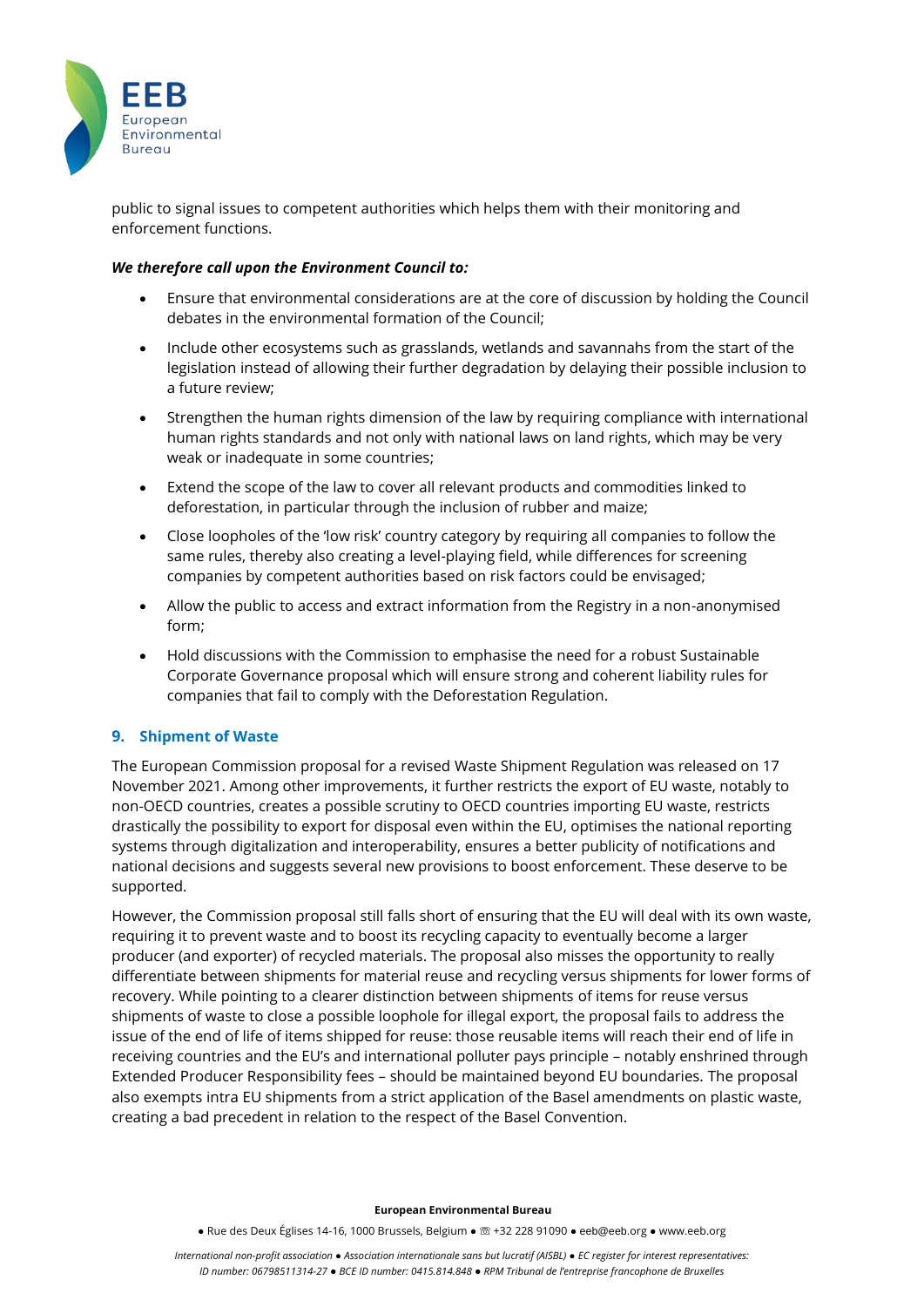public to signal issues to competent authorities which helps them with their monitoring and enforcement functions.

***We therefore call upon the Environment Council to:***

- Ensure that environmental considerations are at the core of discussion by holding the Council debates in the environmental formation of the Council;
- Include other ecosystems such as grasslands, wetlands and savannahs from the start of the legislation instead of allowing their further degradation by delaying their possible inclusion to a future review;
- Strengthen the human rights dimension of the law by requiring compliance with international human rights standards and not only with national laws on land rights, which may be very weak or inadequate in some countries;
- Extend the scope of the law to cover all relevant products and commodities linked to deforestation, in particular through the inclusion of rubber and maize;
- Close loopholes of the 'low risk' country category by requiring all companies to follow the same rules, thereby also creating a level-playing field, while differences for screening companies by competent authorities based on risk factors could be envisaged;
- Allow the public to access and extract information from the Registry in a non-anonymised form;
- Hold discussions with the Commission to emphasise the need for a robust Sustainable Corporate Governance proposal which will ensure strong and coherent liability rules for companies that fail to comply with the Deforestation Regulation.

## 9. Shipment of Waste

The European Commission proposal for a revised Waste Shipment Regulation was released on 17 November 2021. Among other improvements, it further restricts the export of EU waste, notably to non-OECD countries, creates a possible scrutiny to OECD countries importing EU waste, restricts drastically the possibility to export for disposal even within the EU, optimises the national reporting systems through digitalization and interoperability, ensures a better publicity of notifications and national decisions and suggests several new provisions to boost enforcement. These deserve to be supported.

However, the Commission proposal still falls short of ensuring that the EU will deal with its own waste, requiring it to prevent waste and to boost its recycling capacity to eventually become a larger producer (and exporter) of recycled materials. The proposal also misses the opportunity to really differentiate between shipments for material reuse and recycling versus shipments for lower forms of recovery. While pointing to a clearer distinction between shipments of items for reuse versus shipments of waste to close a possible loophole for illegal export, the proposal fails to address the issue of the end of life of items shipped for reuse: those reusable items will reach their end of life in receiving countries and the EU's and international polluter pays principle – notably enshrined through Extended Producer Responsibility fees – should be maintained beyond EU boundaries. The proposal also exempts intra EU shipments from a strict application of the Basel amendments on plastic waste, creating a bad precedent in relation to the respect of the Basel Convention.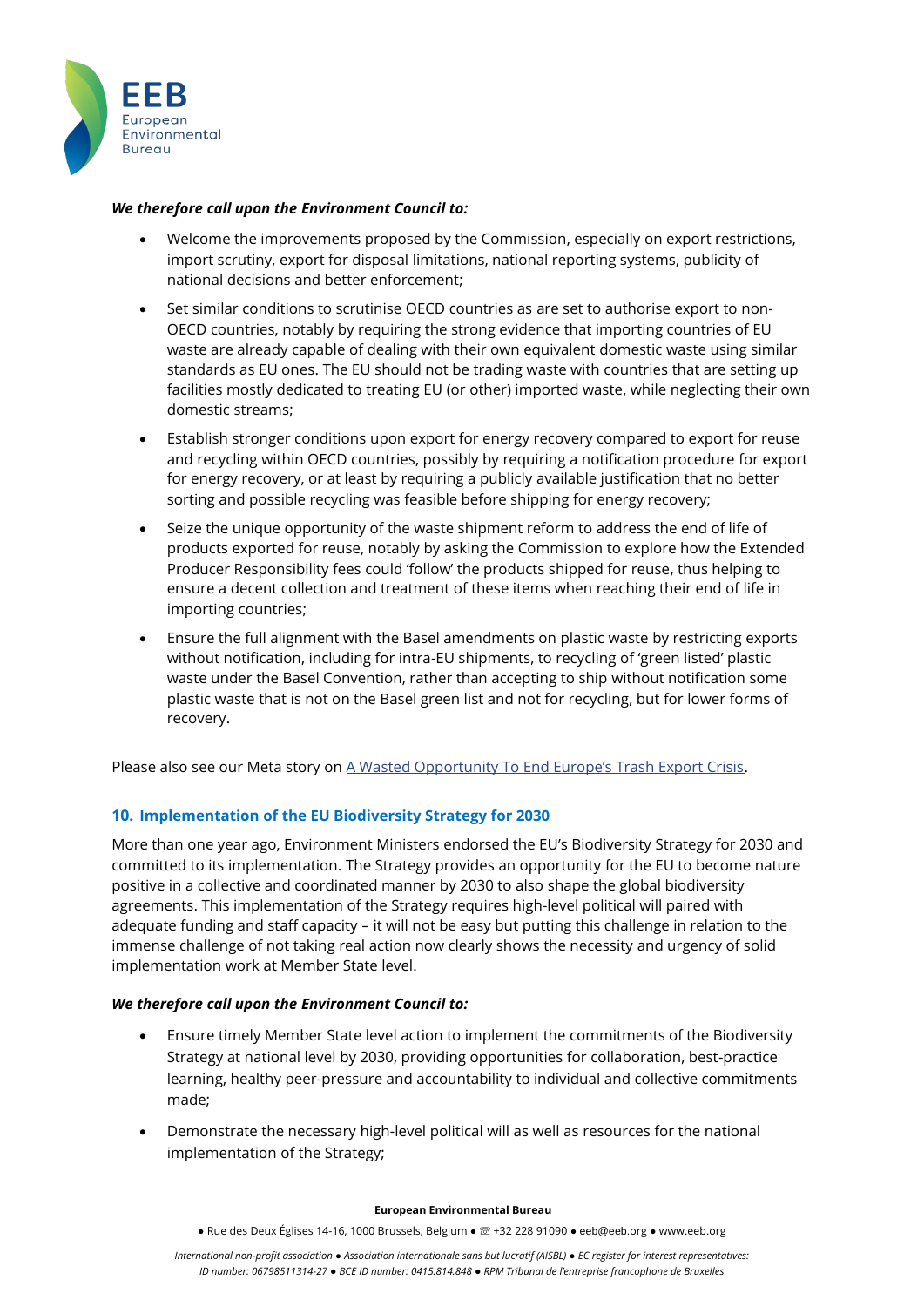***We therefore call upon the Environment Council to:***

- Welcome the improvements proposed by the Commission, especially on export restrictions, import scrutiny, export for disposal limitations, national reporting systems, publicity of national decisions and better enforcement;
- Set similar conditions to scrutinise OECD countries as are set to authorise export to non-OECD countries, notably by requiring the strong evidence that importing countries of EU waste are already capable of dealing with their own equivalent domestic waste using similar standards as EU ones. The EU should not be trading waste with countries that are setting up facilities mostly dedicated to treating EU (or other) imported waste, while neglecting their own domestic streams;
- Establish stronger conditions upon export for energy recovery compared to export for reuse and recycling within OECD countries, possibly by requiring a notification procedure for export for energy recovery, or at least by requiring a publicly available justification that no better sorting and possible recycling was feasible before shipping for energy recovery;
- Seize the unique opportunity of the waste shipment reform to address the end of life of products exported for reuse, notably by asking the Commission to explore how the Extended Producer Responsibility fees could 'follow' the products shipped for reuse, thus helping to ensure a decent collection and treatment of these items when reaching their end of life in importing countries;
- Ensure the full alignment with the Basel amendments on plastic waste by restricting exports without notification, including for intra-EU shipments, to recycling of 'green listed' plastic waste under the Basel Convention, rather than accepting to ship without notification some plastic waste that is not on the Basel green list and not for recycling, but for lower forms of recovery.

Please also see our Meta story on [A Wasted Opportunity To End Europe's Trash Export Crisis]().

## 10. Implementation of the EU Biodiversity Strategy for 2030

More than one year ago, Environment Ministers endorsed the EU's Biodiversity Strategy for 2030 and committed to its implementation. The Strategy provides an opportunity for the EU to become nature positive in a collective and coordinated manner by 2030 to also shape the global biodiversity agreements. This implementation of the Strategy requires high-level political will paired with adequate funding and staff capacity – it will not be easy but putting this challenge in relation to the immense challenge of not taking real action now clearly shows the necessity and urgency of solid implementation work at Member State level.

***We therefore call upon the Environment Council to:***

- Ensure timely Member State level action to implement the commitments of the Biodiversity Strategy at national level by 2030, providing opportunities for collaboration, best-practice learning, healthy peer-pressure and accountability to individual and collective commitments made;
- Demonstrate the necessary high-level political will as well as resources for the national implementation of the Strategy;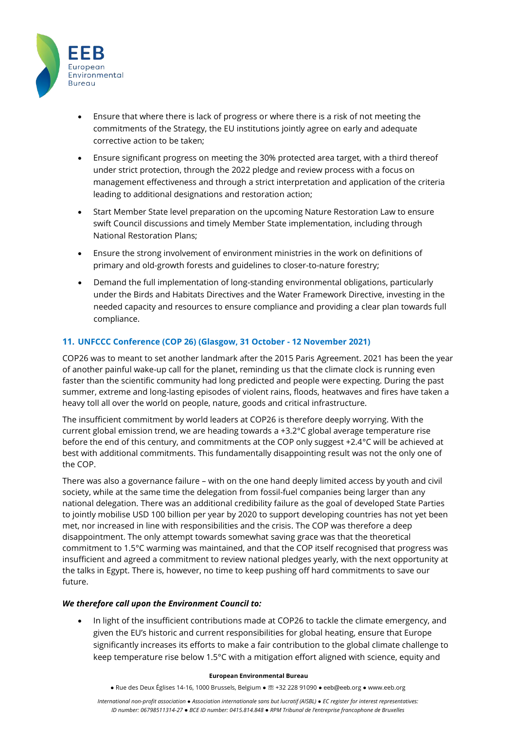- Ensure that where there is lack of progress or where there is a risk of not meeting the commitments of the Strategy, the EU institutions jointly agree on early and adequate corrective action to be taken;
- Ensure significant progress on meeting the 30% protected area target, with a third thereof under strict protection, through the 2022 pledge and review process with a focus on management effectiveness and through a strict interpretation and application of the criteria leading to additional designations and restoration action;
- Start Member State level preparation on the upcoming Nature Restoration Law to ensure swift Council discussions and timely Member State implementation, including through National Restoration Plans;
- Ensure the strong involvement of environment ministries in the work on definitions of primary and old-growth forests and guidelines to closer-to-nature forestry;
- Demand the full implementation of long-standing environmental obligations, particularly under the Birds and Habitats Directives and the Water Framework Directive, investing in the needed capacity and resources to ensure compliance and providing a clear plan towards full compliance.

## 11. UNFCCC Conference (COP 26) (Glasgow, 31 October - 12 November 2021)

COP26 was to meant to set another landmark after the 2015 Paris Agreement. 2021 has been the year of another painful wake-up call for the planet, reminding us that the climate clock is running even faster than the scientific community had long predicted and people were expecting. During the past summer, extreme and long-lasting episodes of violent rains, floods, heatwaves and fires have taken a heavy toll all over the world on people, nature, goods and critical infrastructure.

The insufficient commitment by world leaders at COP26 is therefore deeply worrying. With the current global emission trend, we are heading towards a +3.2°C global average temperature rise before the end of this century, and commitments at the COP only suggest +2.4°C will be achieved at best with additional commitments. This fundamentally disappointing result was not the only one of the COP.

There was also a governance failure – with on the one hand deeply limited access by youth and civil society, while at the same time the delegation from fossil-fuel companies being larger than any national delegation. There was an additional credibility failure as the goal of developed State Parties to jointly mobilise USD 100 billion per year by 2020 to support developing countries has not yet been met, nor increased in line with responsibilities and the crisis. The COP was therefore a deep disappointment. The only attempt towards somewhat saving grace was that the theoretical commitment to 1.5°C warming was maintained, and that the COP itself recognised that progress was insufficient and agreed a commitment to review national pledges yearly, with the next opportunity at the talks in Egypt. There is, however, no time to keep pushing off hard commitments to save our future.

***We therefore call upon the Environment Council to:***

- In light of the insufficient contributions made at COP26 to tackle the climate emergency, and given the EU's historic and current responsibilities for global heating, ensure that Europe significantly increases its efforts to make a fair contribution to the global climate challenge to keep temperature rise below 1.5°C with a mitigation effort aligned with science, equity and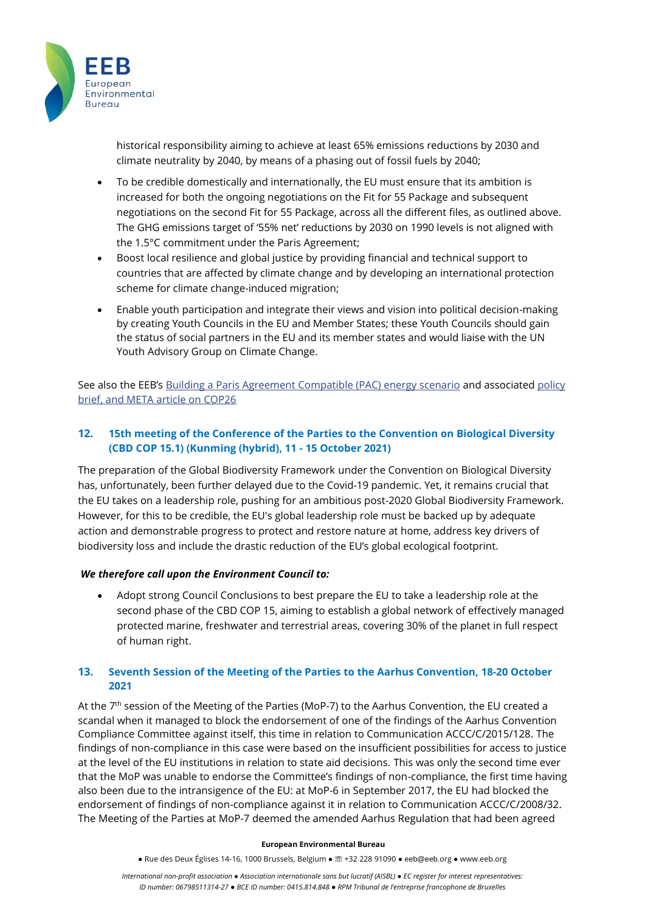historical responsibility aiming to achieve at least 65% emissions reductions by 2030 and climate neutrality by 2040, by means of a phasing out of fossil fuels by 2040;

- To be credible domestically and internationally, the EU must ensure that its ambition is increased for both the ongoing negotiations on the Fit for 55 Package and subsequent negotiations on the second Fit for 55 Package, across all the different files, as outlined above. The GHG emissions target of '55% net' reductions by 2030 on 1990 levels is not aligned with the 1.5°C commitment under the Paris Agreement;
- Boost local resilience and global justice by providing financial and technical support to countries that are affected by climate change and by developing an international protection scheme for climate change-induced migration;
- Enable youth participation and integrate their views and vision into political decision-making by creating Youth Councils in the EU and Member States; these Youth Councils should gain the status of social partners in the EU and its member states and would liaise with the UN Youth Advisory Group on Climate Change.

See also the EEB's Building a Paris Agreement Compatible (PAC) energy scenario and associated policy brief, and META article on COP26

## 12. 15th meeting of the Conference of the Parties to the Convention on Biological Diversity (CBD COP 15.1) (Kunming (hybrid), 11 - 15 October 2021)

The preparation of the Global Biodiversity Framework under the Convention on Biological Diversity has, unfortunately, been further delayed due to the Covid-19 pandemic. Yet, it remains crucial that the EU takes on a leadership role, pushing for an ambitious post-2020 Global Biodiversity Framework. However, for this to be credible, the EU's global leadership role must be backed up by adequate action and demonstrable progress to protect and restore nature at home, address key drivers of biodiversity loss and include the drastic reduction of the EU's global ecological footprint.

***We therefore call upon the Environment Council to:***

- Adopt strong Council Conclusions to best prepare the EU to take a leadership role at the second phase of the CBD COP 15, aiming to establish a global network of effectively managed protected marine, freshwater and terrestrial areas, covering 30% of the planet in full respect of human right.

## 13. Seventh Session of the Meeting of the Parties to the Aarhus Convention, 18-20 October 2021

At the 7th session of the Meeting of the Parties (MoP-7) to the Aarhus Convention, the EU created a scandal when it managed to block the endorsement of one of the findings of the Aarhus Convention Compliance Committee against itself, this time in relation to Communication ACCC/C/2015/128. The findings of non-compliance in this case were based on the insufficient possibilities for access to justice at the level of the EU institutions in relation to state aid decisions. This was only the second time ever that the MoP was unable to endorse the Committee's findings of non-compliance, the first time having also been due to the intransigence of the EU: at MoP-6 in September 2017, the EU had blocked the endorsement of findings of non-compliance against it in relation to Communication ACCC/C/2008/32. The Meeting of the Parties at MoP-7 deemed the amended Aarhus Regulation that had been agreed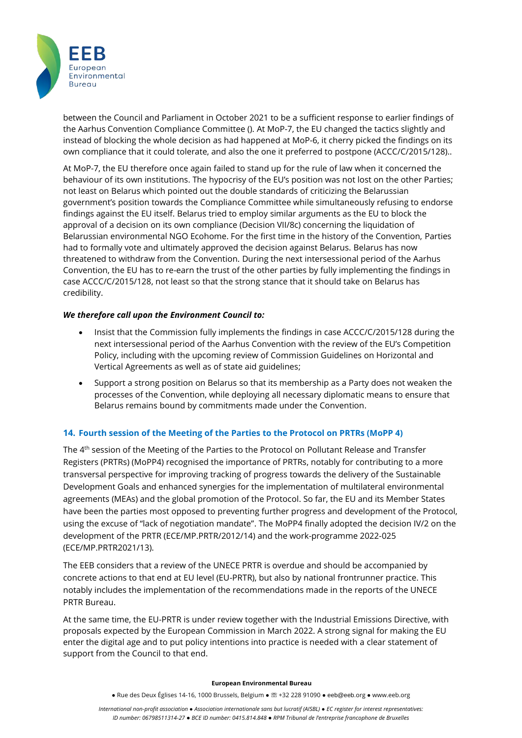between the Council and Parliament in October 2021 to be a sufficient response to earlier findings of the Aarhus Convention Compliance Committee (). At MoP-7, the EU changed the tactics slightly and instead of blocking the whole decision as had happened at MoP-6, it cherry picked the findings on its own compliance that it could tolerate, and also the one it preferred to postpone (ACCC/C/2015/128)..

At MoP-7, the EU therefore once again failed to stand up for the rule of law when it concerned the behaviour of its own institutions. The hypocrisy of the EU's position was not lost on the other Parties; not least on Belarus which pointed out the double standards of criticizing the Belarussian government's position towards the Compliance Committee while simultaneously refusing to endorse findings against the EU itself. Belarus tried to employ similar arguments as the EU to block the approval of a decision on its own compliance (Decision VII/8c) concerning the liquidation of Belarussian environmental NGO Ecohome. For the first time in the history of the Convention, Parties had to formally vote and ultimately approved the decision against Belarus. Belarus has now threatened to withdraw from the Convention. During the next intersessional period of the Aarhus Convention, the EU has to re-earn the trust of the other parties by fully implementing the findings in case ACCC/C/2015/128, not least so that the strong stance that it should take on Belarus has credibility.

***We therefore call upon the Environment Council to:***

- Insist that the Commission fully implements the findings in case ACCC/C/2015/128 during the next intersessional period of the Aarhus Convention with the review of the EU's Competition Policy, including with the upcoming review of Commission Guidelines on Horizontal and Vertical Agreements as well as of state aid guidelines;
- Support a strong position on Belarus so that its membership as a Party does not weaken the processes of the Convention, while deploying all necessary diplomatic means to ensure that Belarus remains bound by commitments made under the Convention.

## 14. Fourth session of the Meeting of the Parties to the Protocol on PRTRs (MoPP 4)

The 4th session of the Meeting of the Parties to the Protocol on Pollutant Release and Transfer Registers (PRTRs) (MoPP4) recognised the importance of PRTRs, notably for contributing to a more transversal perspective for improving tracking of progress towards the delivery of the Sustainable Development Goals and enhanced synergies for the implementation of multilateral environmental agreements (MEAs) and the global promotion of the Protocol. So far, the EU and its Member States have been the parties most opposed to preventing further progress and development of the Protocol, using the excuse of "lack of negotiation mandate". The MoPP4 finally adopted the decision IV/2 on the development of the PRTR (ECE/MP.PRTR/2012/14) and the work-programme 2022-025 (ECE/MP.PRTR2021/13).

The EEB considers that a review of the UNECE PRTR is overdue and should be accompanied by concrete actions to that end at EU level (EU-PRTR), but also by national frontrunner practice. This notably includes the implementation of the recommendations made in the reports of the UNECE PRTR Bureau.

At the same time, the EU-PRTR is under review together with the Industrial Emissions Directive, with proposals expected by the European Commission in March 2022. A strong signal for making the EU enter the digital age and to put policy intentions into practice is needed with a clear statement of support from the Council to that end.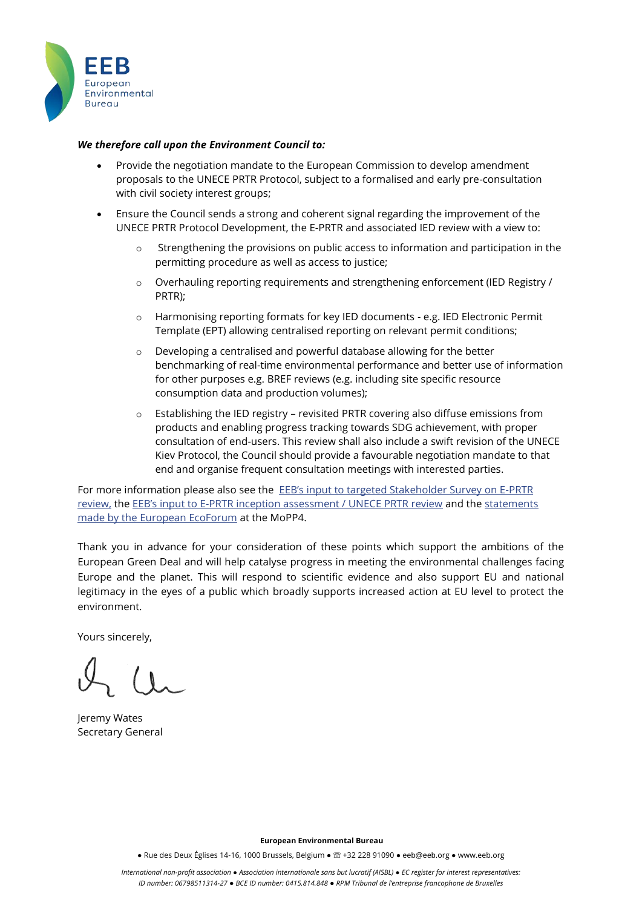***We therefore call upon the Environment Council to:***

- Provide the negotiation mandate to the European Commission to develop amendment proposals to the UNECE PRTR Protocol, subject to a formalised and early pre-consultation with civil society interest groups;
- Ensure the Council sends a strong and coherent signal regarding the improvement of the UNECE PRTR Protocol Development, the E-PRTR and associated IED review with a view to:
    - Strengthening the provisions on public access to information and participation in the permitting procedure as well as access to justice;
    - Overhauling reporting requirements and strengthening enforcement (IED Registry / PRTR);
    - Harmonising reporting formats for key IED documents - e.g. IED Electronic Permit Template (EPT) allowing centralised reporting on relevant permit conditions;
    - Developing a centralised and powerful database allowing for the better benchmarking of real-time environmental performance and better use of information for other purposes e.g. BREF reviews (e.g. including site specific resource consumption data and production volumes);
    - Establishing the IED registry – revisited PRTR covering also diffuse emissions from products and enabling progress tracking towards SDG achievement, with proper consultation of end-users. This review shall also include a swift revision of the UNECE Kiev Protocol, the Council should provide a favourable negotiation mandate to that end and organise frequent consultation meetings with interested parties.

For more information please also see the EEB's input to targeted Stakeholder Survey on E-PRTR review, the EEB's input to E-PRTR inception assessment / UNECE PRTR review and the statements made by the European EcoForum at the MoPP4.

Thank you in advance for your consideration of these points which support the ambitions of the European Green Deal and will help catalyse progress in meeting the environmental challenges facing Europe and the planet. This will respond to scientific evidence and also support EU and national legitimacy in the eyes of a public which broadly supports increased action at EU level to protect the environment.

Yours sincerely,

Jeremy Wates
Secretary General